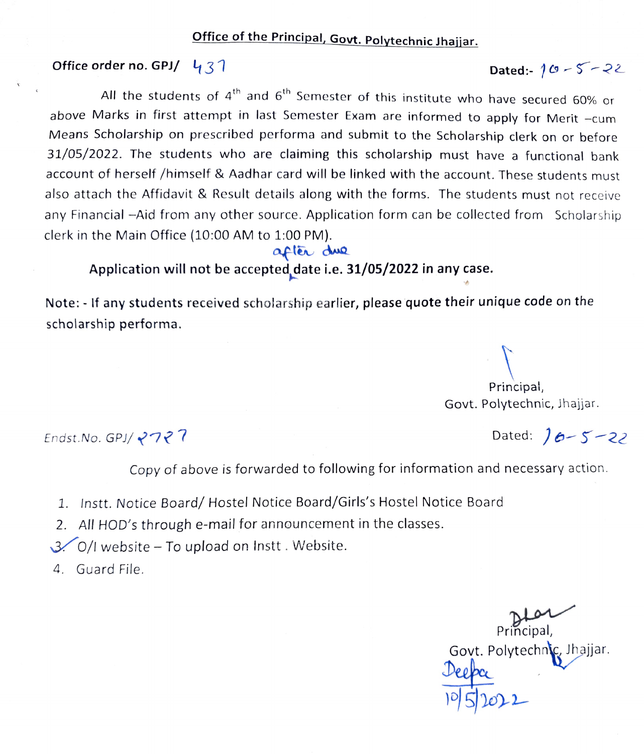**Office of the Principal, Govt. Polytechnic Jhajjar.**

**Office order no. GPJ/ 437** **Dated:- 10-5-22**

All the students of 4th and 6th Semester of this institute who have secured 60% or above Marks in first attempt in last Semester Exam are informed to apply for Merit –cum Means Scholarship on prescribed performa and submit to the Scholarship clerk on or before 31/05/2022. The students who are claiming this scholarship must have a functional bank account of herself /himself & Aadhar card will be linked with the account. These students must also attach the Affidavit & Result details along with the forms. The students must not receive any Financial –Aid from any other source. Application form can be collected from Scholarship clerk in the Main Office (10:00 AM to 1:00 PM).

**Application will not be accepted after due date i.e. 31/05/2022 in any case.**

**Note: - If any students received scholarship earlier, please quote their unique code on the scholarship performa.**

Principal,
Govt. Polytechnic, Jhajjar.

Endst.No. GPJ/ 2727 Dated: 10-5-22

Copy of above is forwarded to following for information and necessary action.

1. Instt. Notice Board/ Hostel Notice Board/Girls's Hostel Notice Board
2. All HOD's through e-mail for announcement in the classes.
3. O/I website – To upload on Instt . Website.
4. Guard File.

Principal,
Govt. Polytechnic, Jhajjar.

Deepa
10/5/2022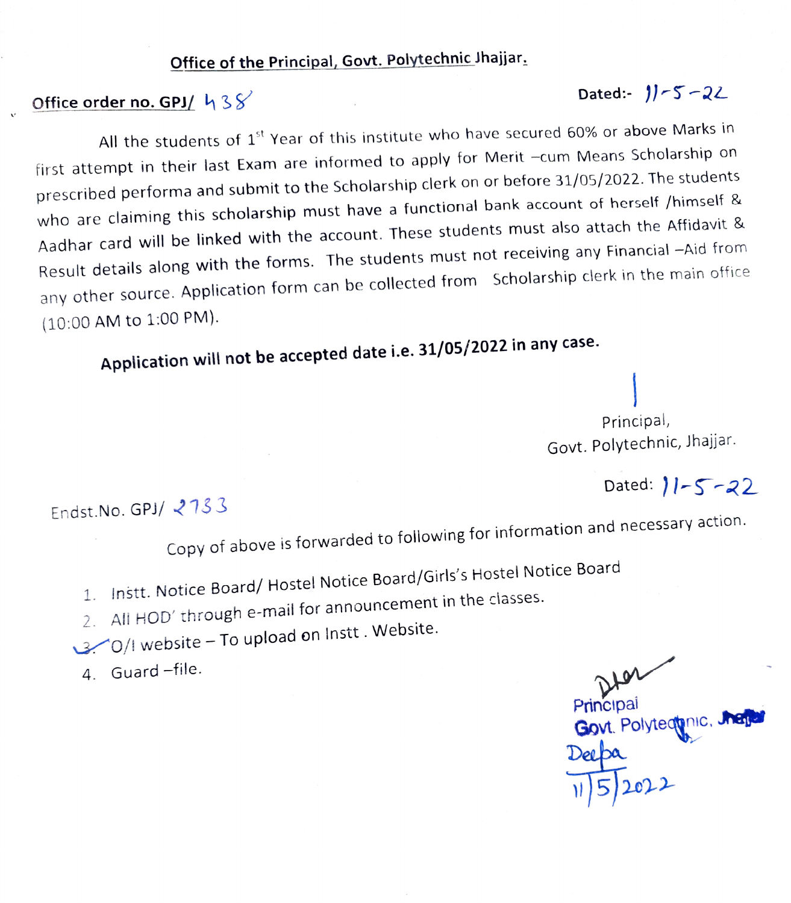**Office of the Principal, Govt. Polytechnic Jhajjar.**

**Office order no. GPJ/ 438** Dated:- 11-5-22

All the students of 1st Year of this institute who have secured 60% or above Marks in first attempt in their last Exam are informed to apply for Merit –cum Means Scholarship on prescribed performa and submit to the Scholarship clerk on or before 31/05/2022. The students who are claiming this scholarship must have a functional bank account of herself /himself & Aadhar card will be linked with the account. These students must also attach the Affidavit & Result details along with the forms. The students must not receiving any Financial –Aid from any other source. Application form can be collected from Scholarship clerk in the main office (10:00 AM to 1:00 PM).

**Application will not be accepted date i.e. 31/05/2022 in any case.**

Principal,
Govt. Polytechnic, Jhajjar.

Endst.No. GPJ/ 2733 Dated: 11-5-22

Copy of above is forwarded to following for information and necessary action.

1. Instt. Notice Board/ Hostel Notice Board/Girls's Hostel Notice Board
2. All HOD' through e-mail for announcement in the classes.
3. O/I website – To upload on Instt . Website.
4. Guard –file.

Principal
Govt. Polytechnic, Jhajjar

Deepa
11/5/2022